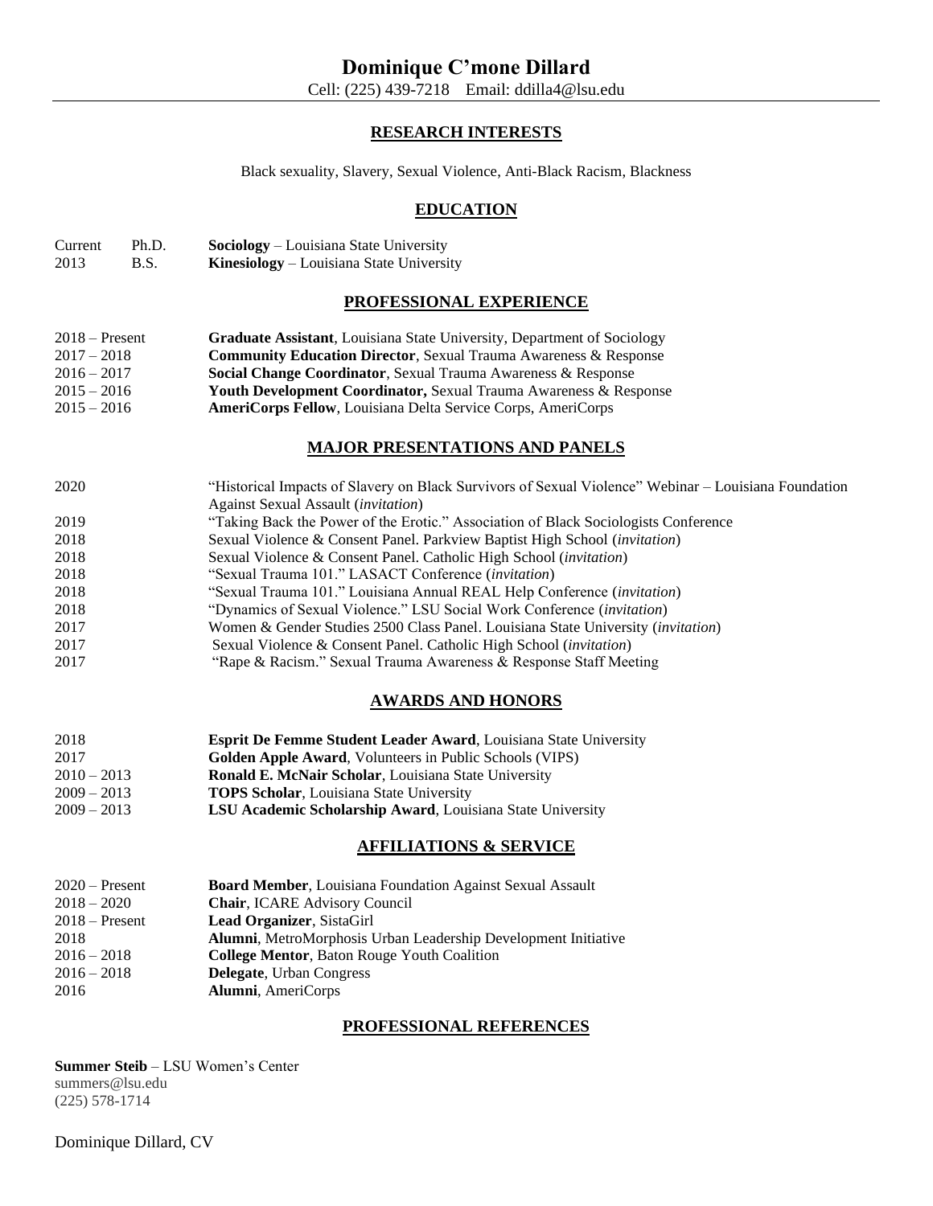# Dominique C'mone Dillard

Cell: (225) 439-7218 Email: ddilla4@lsu.edu

## RESEARCH INTERESTS

Black sexuality, Slavery, Sexual Violence, Anti-Black Racism, Blackness

## EDUCATION

| | | |
|---|---|---|
| Current | Ph.D. | **Sociology** – Louisiana State University |
| 2013 | B.S. | **Kinesiology** – Louisiana State University |

## PROFESSIONAL EXPERIENCE

| | |
|---|---|
| 2018 – Present | **Graduate Assistant**, Louisiana State University, Department of Sociology |
| 2017 – 2018 | **Community Education Director**, Sexual Trauma Awareness & Response |
| 2016 – 2017 | **Social Change Coordinator**, Sexual Trauma Awareness & Response |
| 2015 – 2016 | **Youth Development Coordinator,** Sexual Trauma Awareness & Response |
| 2015 – 2016 | **AmeriCorps Fellow**, Louisiana Delta Service Corps, AmeriCorps |

## MAJOR PRESENTATIONS AND PANELS

| | |
|---|---|
| 2020 | "Historical Impacts of Slavery on Black Survivors of Sexual Violence" Webinar – Louisiana Foundation Against Sexual Assault (*invitation*) |
| 2019 | "Taking Back the Power of the Erotic." Association of Black Sociologists Conference |
| 2018 | Sexual Violence & Consent Panel. Parkview Baptist High School (*invitation*) |
| 2018 | Sexual Violence & Consent Panel. Catholic High School (*invitation*) |
| 2018 | "Sexual Trauma 101." LASACT Conference (*invitation*) |
| 2018 | "Sexual Trauma 101." Louisiana Annual REAL Help Conference (*invitation*) |
| 2018 | "Dynamics of Sexual Violence." LSU Social Work Conference (*invitation*) |
| 2017 | Women & Gender Studies 2500 Class Panel. Louisiana State University (*invitation*) |
| 2017 | Sexual Violence & Consent Panel. Catholic High School (*invitation*) |
| 2017 | "Rape & Racism." Sexual Trauma Awareness & Response Staff Meeting |

## AWARDS AND HONORS

| | |
|---|---|
| 2018 | **Esprit De Femme Student Leader Award**, Louisiana State University |
| 2017 | **Golden Apple Award**, Volunteers in Public Schools (VIPS) |
| 2010 – 2013 | **Ronald E. McNair Scholar**, Louisiana State University |
| 2009 – 2013 | **TOPS Scholar**, Louisiana State University |
| 2009 – 2013 | **LSU Academic Scholarship Award**, Louisiana State University |

## AFFILIATIONS & SERVICE

| | |
|---|---|
| 2020 – Present | **Board Member**, Louisiana Foundation Against Sexual Assault |
| 2018 – 2020 | **Chair**, ICARE Advisory Council |
| 2018 – Present | **Lead Organizer**, SistaGirl |
| 2018 | **Alumni**, MetroMorphosis Urban Leadership Development Initiative |
| 2016 – 2018 | **College Mentor**, Baton Rouge Youth Coalition |
| 2016 – 2018 | **Delegate**, Urban Congress |
| 2016 | **Alumni**, AmeriCorps |

## PROFESSIONAL REFERENCES

**Summer Steib** – LSU Women's Center
summers@lsu.edu
(225) 578-1714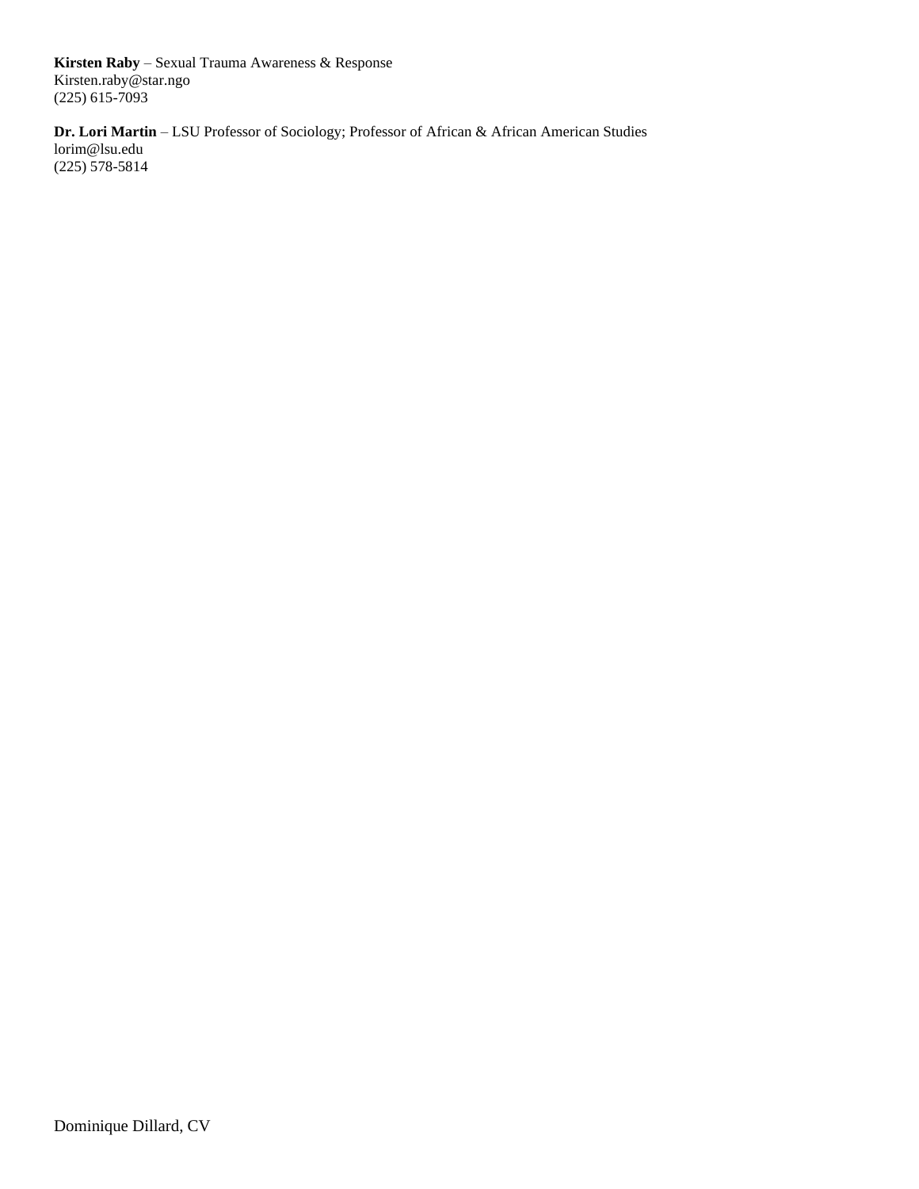**Kirsten Raby** – Sexual Trauma Awareness & Response
Kirsten.raby@star.ngo
(225) 615-7093

**Dr. Lori Martin** – LSU Professor of Sociology; Professor of African & African American Studies
lorim@lsu.edu
(225) 578-5814